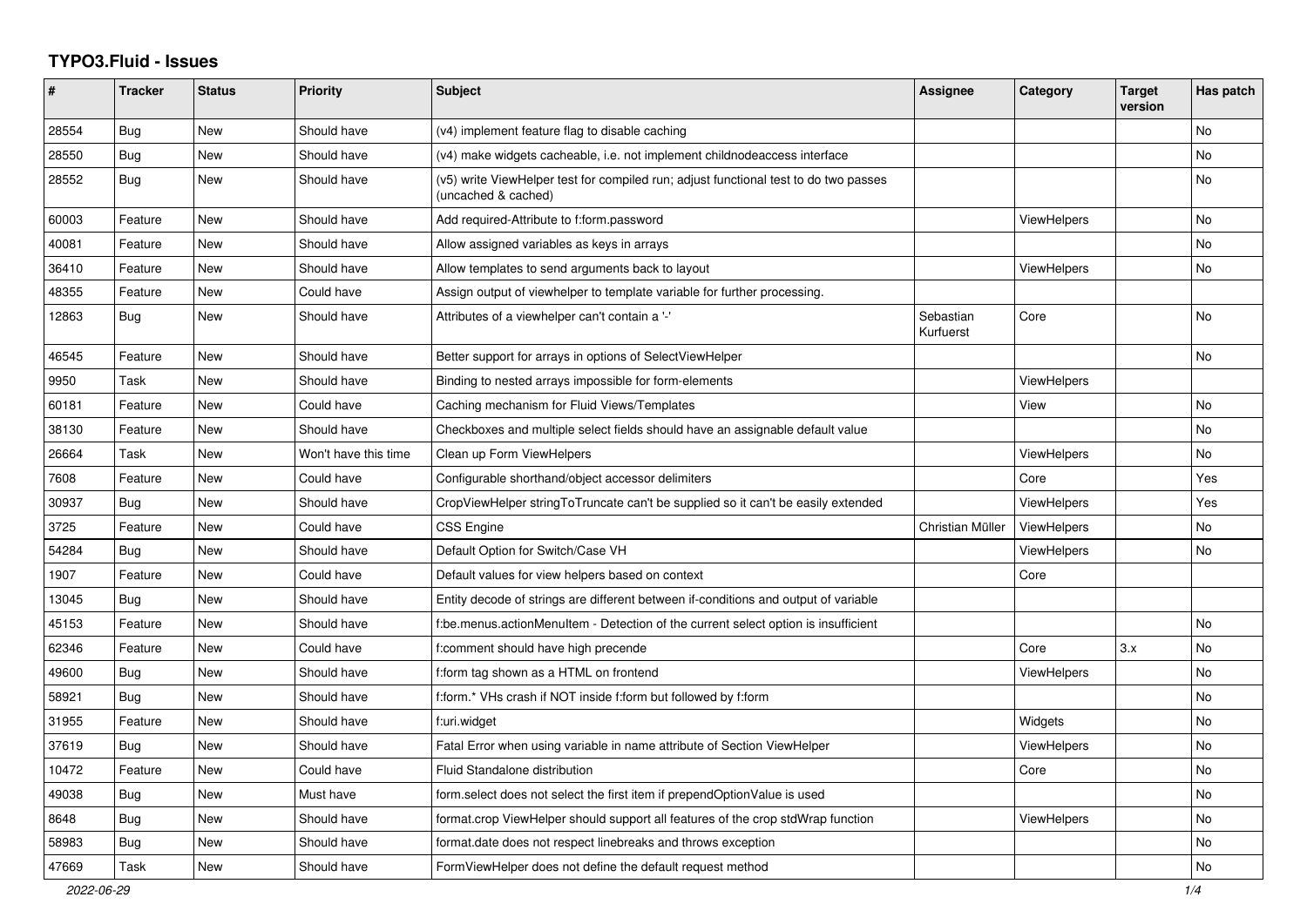# TYPO3.Fluid - Issues

| # | Tracker | Status | Priority | Subject | Assignee | Category | Target version | Has patch |
|---|---|---|---|---|---|---|---|---|
| 28554 | Bug | New | Should have | (v4) implement feature flag to disable caching | | | | No |
| 28550 | Bug | New | Should have | (v4) make widgets cacheable, i.e. not implement childnodeaccess interface | | | | No |
| 28552 | Bug | New | Should have | (v5) write ViewHelper test for compiled run; adjust functional test to do two passes (uncached & cached) | | | | No |
| 60003 | Feature | New | Should have | Add required-Attribute to f:form.password | | ViewHelpers | | No |
| 40081 | Feature | New | Should have | Allow assigned variables as keys in arrays | | | | No |
| 36410 | Feature | New | Should have | Allow templates to send arguments back to layout | | ViewHelpers | | No |
| 48355 | Feature | New | Could have | Assign output of viewhelper to template variable for further processing. | | | | |
| 12863 | Bug | New | Should have | Attributes of a viewhelper can't contain a '-' | Sebastian Kurfuerst | Core | | No |
| 46545 | Feature | New | Should have | Better support for arrays in options of SelectViewHelper | | | | No |
| 9950 | Task | New | Should have | Binding to nested arrays impossible for form-elements | | ViewHelpers | | |
| 60181 | Feature | New | Could have | Caching mechanism for Fluid Views/Templates | | View | | No |
| 38130 | Feature | New | Should have | Checkboxes and multiple select fields should have an assignable default value | | | | No |
| 26664 | Task | New | Won't have this time | Clean up Form ViewHelpers | | ViewHelpers | | No |
| 7608 | Feature | New | Could have | Configurable shorthand/object accessor delimiters | | Core | | Yes |
| 30937 | Bug | New | Should have | CropViewHelper stringToTruncate can't be supplied so it can't be easily extended | | ViewHelpers | | Yes |
| 3725 | Feature | New | Could have | CSS Engine | Christian Müller | ViewHelpers | | No |
| 54284 | Bug | New | Should have | Default Option for Switch/Case VH | | ViewHelpers | | No |
| 1907 | Feature | New | Could have | Default values for view helpers based on context | | Core | | |
| 13045 | Bug | New | Should have | Entity decode of strings are different between if-conditions and output of variable | | | | |
| 45153 | Feature | New | Should have | f:be.menus.actionMenuItem - Detection of the current select option is insufficient | | | | No |
| 62346 | Feature | New | Could have | f:comment should have high precende | | Core | 3.x | No |
| 49600 | Bug | New | Should have | f:form tag shown as a HTML on frontend | | ViewHelpers | | No |
| 58921 | Bug | New | Should have | f:form.* VHs crash if NOT inside f:form but followed by f:form | | | | No |
| 31955 | Feature | New | Should have | f:uri.widget | | Widgets | | No |
| 37619 | Bug | New | Should have | Fatal Error when using variable in name attribute of Section ViewHelper | | ViewHelpers | | No |
| 10472 | Feature | New | Could have | Fluid Standalone distribution | | Core | | No |
| 49038 | Bug | New | Must have | form.select does not select the first item if prependOptionValue is used | | | | No |
| 8648 | Bug | New | Should have | format.crop ViewHelper should support all features of the crop stdWrap function | | ViewHelpers | | No |
| 58983 | Bug | New | Should have | format.date does not respect linebreaks and throws exception | | | | No |
| 47669 | Task | New | Should have | FormViewHelper does not define the default request method | | | | No |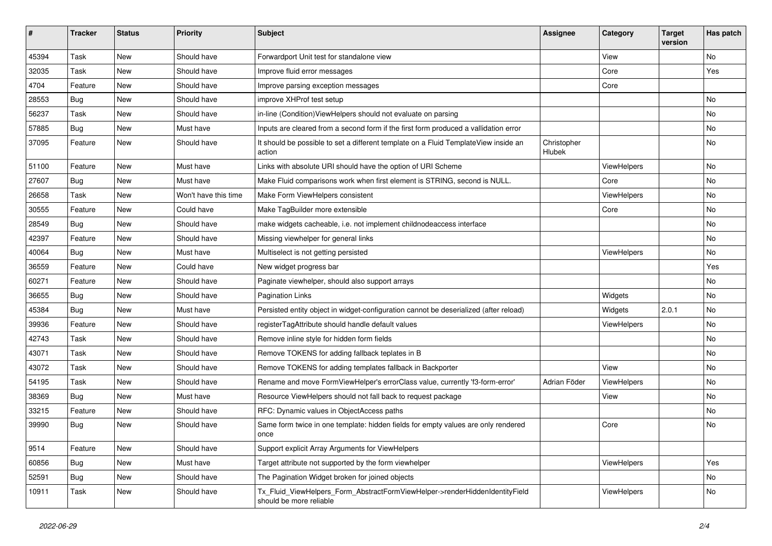| # | Tracker | Status | Priority | Subject | Assignee | Category | Target version | Has patch |
|---|---|---|---|---|---|---|---|---|
| 45394 | Task | New | Should have | Forwardport Unit test for standalone view | | View | | No |
| 32035 | Task | New | Should have | Improve fluid error messages | | Core | | Yes |
| 4704 | Feature | New | Should have | Improve parsing exception messages | | Core | | |
| 28553 | Bug | New | Should have | improve XHProf test setup | | | | No |
| 56237 | Task | New | Should have | in-line (Condition)ViewHelpers should not evaluate on parsing | | | | No |
| 57885 | Bug | New | Must have | Inputs are cleared from a second form if the first form produced a vallidation error | | | | No |
| 37095 | Feature | New | Should have | It should be possible to set a different template on a Fluid TemplateView inside an action | Christopher Hlubek | | | No |
| 51100 | Feature | New | Must have | Links with absolute URI should have the option of URI Scheme | | ViewHelpers | | No |
| 27607 | Bug | New | Must have | Make Fluid comparisons work when first element is STRING, second is NULL. | | Core | | No |
| 26658 | Task | New | Won't have this time | Make Form ViewHelpers consistent | | ViewHelpers | | No |
| 30555 | Feature | New | Could have | Make TagBuilder more extensible | | Core | | No |
| 28549 | Bug | New | Should have | make widgets cacheable, i.e. not implement childnodeaccess interface | | | | No |
| 42397 | Feature | New | Should have | Missing viewhelper for general links | | | | No |
| 40064 | Bug | New | Must have | Multiselect is not getting persisted | | ViewHelpers | | No |
| 36559 | Feature | New | Could have | New widget progress bar | | | | Yes |
| 60271 | Feature | New | Should have | Paginate viewhelper, should also support arrays | | | | No |
| 36655 | Bug | New | Should have | Pagination Links | | Widgets | | No |
| 45384 | Bug | New | Must have | Persisted entity object in widget-configuration cannot be deserialized (after reload) | | Widgets | 2.0.1 | No |
| 39936 | Feature | New | Should have | registerTagAttribute should handle default values | | ViewHelpers | | No |
| 42743 | Task | New | Should have | Remove inline style for hidden form fields | | | | No |
| 43071 | Task | New | Should have | Remove TOKENS for adding fallback teplates in B | | | | No |
| 43072 | Task | New | Should have | Remove TOKENS for adding templates fallback in Backporter | | View | | No |
| 54195 | Task | New | Should have | Rename and move FormViewHelper's errorClass value, currently 'f3-form-error' | Adrian Föder | ViewHelpers | | No |
| 38369 | Bug | New | Must have | Resource ViewHelpers should not fall back to request package | | View | | No |
| 33215 | Feature | New | Should have | RFC: Dynamic values in ObjectAccess paths | | | | No |
| 39990 | Bug | New | Should have | Same form twice in one template: hidden fields for empty values are only rendered once | | Core | | No |
| 9514 | Feature | New | Should have | Support explicit Array Arguments for ViewHelpers | | | | |
| 60856 | Bug | New | Must have | Target attribute not supported by the form viewhelper | | ViewHelpers | | Yes |
| 52591 | Bug | New | Should have | The Pagination Widget broken for joined objects | | | | No |
| 10911 | Task | New | Should have | Tx_Fluid_ViewHelpers_Form_AbstractFormViewHelper->renderHiddenIdentityField should be more reliable | | ViewHelpers | | No |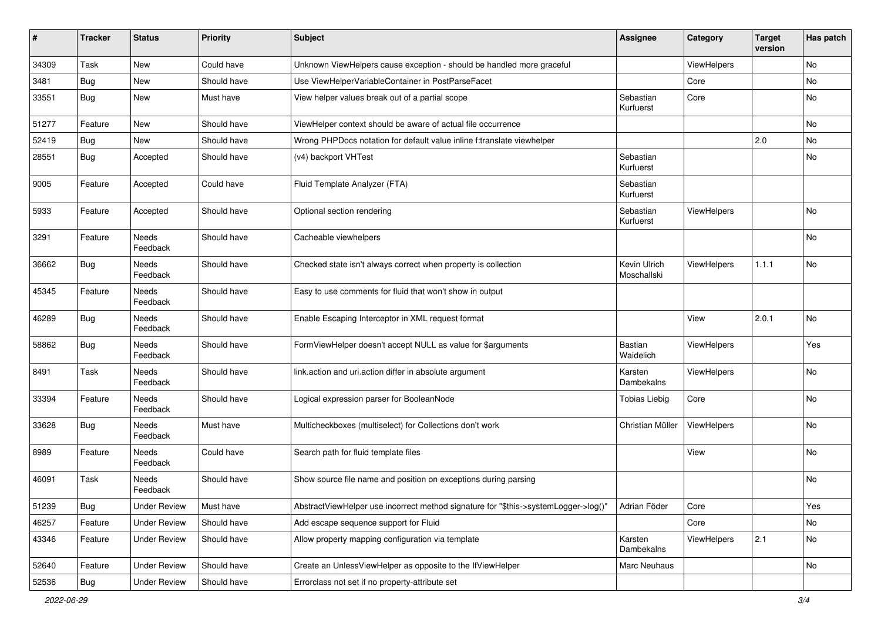| # | Tracker | Status | Priority | Subject | Assignee | Category | Target version | Has patch |
|---|---|---|---|---|---|---|---|---|
| 34309 | Task | New | Could have | Unknown ViewHelpers cause exception - should be handled more graceful | | ViewHelpers | | No |
| 3481 | Bug | New | Should have | Use ViewHelperVariableContainer in PostParseFacet | | Core | | No |
| 33551 | Bug | New | Must have | View helper values break out of a partial scope | Sebastian Kurfuerst | Core | | No |
| 51277 | Feature | New | Should have | ViewHelper context should be aware of actual file occurrence | | | | No |
| 52419 | Bug | New | Should have | Wrong PHPDocs notation for default value inline f:translate viewhelper | | | 2.0 | No |
| 28551 | Bug | Accepted | Should have | (v4) backport VHTest | Sebastian Kurfuerst | | | No |
| 9005 | Feature | Accepted | Could have | Fluid Template Analyzer (FTA) | Sebastian Kurfuerst | | | |
| 5933 | Feature | Accepted | Should have | Optional section rendering | Sebastian Kurfuerst | ViewHelpers | | No |
| 3291 | Feature | Needs Feedback | Should have | Cacheable viewhelpers | | | | No |
| 36662 | Bug | Needs Feedback | Should have | Checked state isn't always correct when property is collection | Kevin Ulrich Moschallski | ViewHelpers | 1.1.1 | No |
| 45345 | Feature | Needs Feedback | Should have | Easy to use comments for fluid that won't show in output | | | | |
| 46289 | Bug | Needs Feedback | Should have | Enable Escaping Interceptor in XML request format | | View | 2.0.1 | No |
| 58862 | Bug | Needs Feedback | Should have | FormViewHelper doesn't accept NULL as value for $arguments | Bastian Waidelich | ViewHelpers | | Yes |
| 8491 | Task | Needs Feedback | Should have | link.action and uri.action differ in absolute argument | Karsten Dambekalns | ViewHelpers | | No |
| 33394 | Feature | Needs Feedback | Should have | Logical expression parser for BooleanNode | Tobias Liebig | Core | | No |
| 33628 | Bug | Needs Feedback | Must have | Multicheckboxes (multiselect) for Collections don't work | Christian Müller | ViewHelpers | | No |
| 8989 | Feature | Needs Feedback | Could have | Search path for fluid template files | | View | | No |
| 46091 | Task | Needs Feedback | Should have | Show source file name and position on exceptions during parsing | | | | No |
| 51239 | Bug | Under Review | Must have | AbstractViewHelper use incorrect method signature for "$this->systemLogger->log()" | Adrian Föder | Core | | Yes |
| 46257 | Feature | Under Review | Should have | Add escape sequence support for Fluid | | Core | | No |
| 43346 | Feature | Under Review | Should have | Allow property mapping configuration via template | Karsten Dambekalns | ViewHelpers | 2.1 | No |
| 52640 | Feature | Under Review | Should have | Create an UnlessViewHelper as opposite to the IfViewHelper | Marc Neuhaus | | | No |
| 52536 | Bug | Under Review | Should have | Errorclass not set if no property-attribute set | | | | |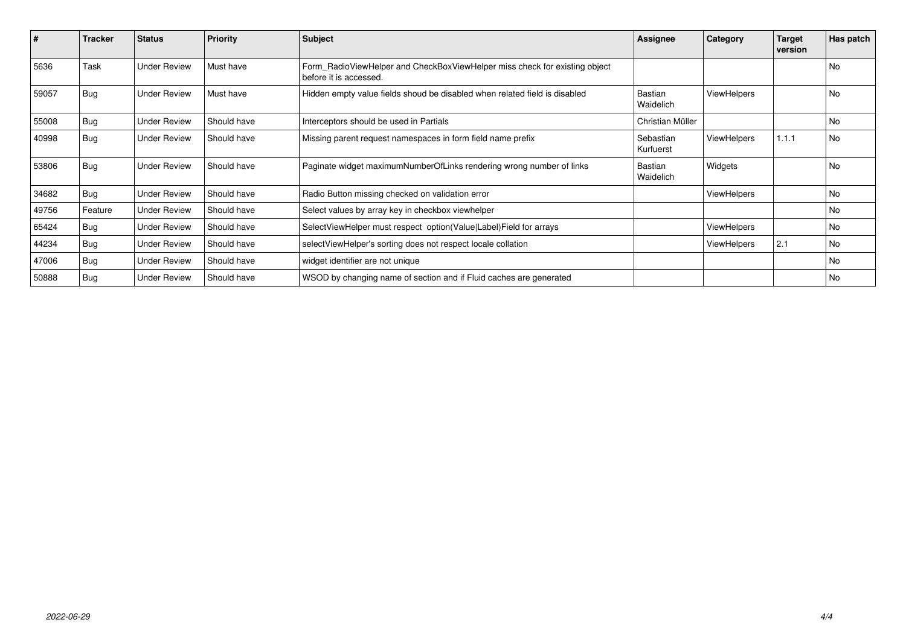| # | Tracker | Status | Priority | Subject | Assignee | Category | Target version | Has patch |
|---|---|---|---|---|---|---|---|---|
| 5636 | Task | Under Review | Must have | Form_RadioViewHelper and CheckBoxViewHelper miss check for existing object before it is accessed. | | | | No |
| 59057 | Bug | Under Review | Must have | Hidden empty value fields shoud be disabled when related field is disabled | Bastian Waidelich | ViewHelpers | | No |
| 55008 | Bug | Under Review | Should have | Interceptors should be used in Partials | Christian Müller | | | No |
| 40998 | Bug | Under Review | Should have | Missing parent request namespaces in form field name prefix | Sebastian Kurfuerst | ViewHelpers | 1.1.1 | No |
| 53806 | Bug | Under Review | Should have | Paginate widget maximumNumberOfLinks rendering wrong number of links | Bastian Waidelich | Widgets | | No |
| 34682 | Bug | Under Review | Should have | Radio Button missing checked on validation error | | ViewHelpers | | No |
| 49756 | Feature | Under Review | Should have | Select values by array key in checkbox viewhelper | | | | No |
| 65424 | Bug | Under Review | Should have | SelectViewHelper must respect option(Value\|Label)Field for arrays | | ViewHelpers | | No |
| 44234 | Bug | Under Review | Should have | selectViewHelper's sorting does not respect locale collation | | ViewHelpers | 2.1 | No |
| 47006 | Bug | Under Review | Should have | widget identifier are not unique | | | | No |
| 50888 | Bug | Under Review | Should have | WSOD by changing name of section and if Fluid caches are generated | | | | No |

2022-06-29